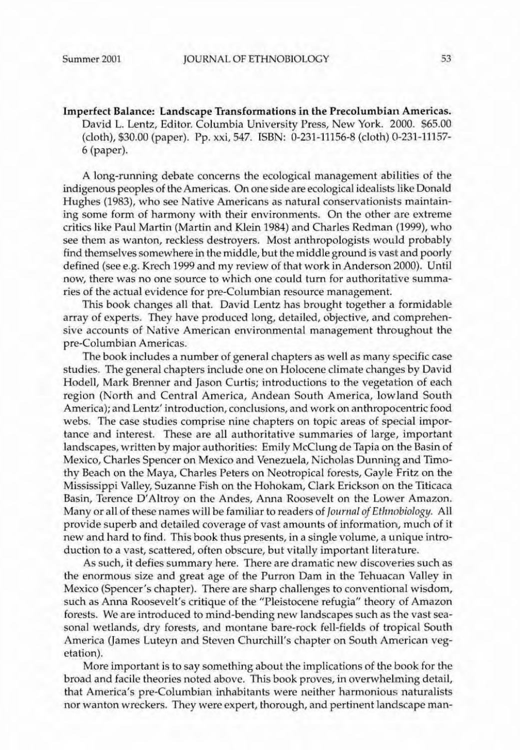**Imperfect Balance: Landscape Transformations in the Precolumbian Americas.** David L. Lentz, Editor. Columbia University Press, New York. 2000. $65.00 (cloth), $30.00 (paper). Pp. xxi, 547. ISBN: 0-231-11156-8 (cloth) 0-231-11157-6 (paper).

A long-running debate concerns the ecological management abilities of the indigenous peoples of the Americas. On one side are ecological idealists like Donald Hughes (1983), who see Native Americans as natural conservationists maintaining some form of harmony with their environments. On the other are extreme critics like Paul Martin (Martin and Klein 1984) and Charles Redman (1999), who see them as wanton, reckless destroyers. Most anthropologists would probably find themselves somewhere in the middle, but the middle ground is vast and poorly defined (see e.g. Krech 1999 and my review of that work in Anderson 2000). Until now, there was no one source to which one could turn for authoritative summaries of the actual evidence for pre-Columbian resource management.

This book changes all that. David Lentz has brought together a formidable array of experts. They have produced long, detailed, objective, and comprehensive accounts of Native American environmental management throughout the pre-Columbian Americas.

The book includes a number of general chapters as well as many specific case studies. The general chapters include one on Holocene climate changes by David Hodell, Mark Brenner and Jason Curtis; introductions to the vegetation of each region (North and Central America, Andean South America, lowland South America); and Lentz' introduction, conclusions, and work on anthropocentric food webs. The case studies comprise nine chapters on topic areas of special importance and interest. These are all authoritative summaries of large, important landscapes, written by major authorities: Emily McClung de Tapia on the Basin of Mexico, Charles Spencer on Mexico and Venezuela, Nicholas Dunning and Timothy Beach on the Maya, Charles Peters on Neotropical forests, Gayle Fritz on the Mississippi Valley, Suzanne Fish on the Hohokam, Clark Erickson on the Titicaca Basin, Terence D'Altroy on the Andes, Anna Roosevelt on the Lower Amazon. Many or all of these names will be familiar to readers of *Journal of Ethnobiology*. All provide superb and detailed coverage of vast amounts of information, much of it new and hard to find. This book thus presents, in a single volume, a unique introduction to a vast, scattered, often obscure, but vitally important literature.

As such, it defies summary here. There are dramatic new discoveries such as the enormous size and great age of the Purron Dam in the Tehuacan Valley in Mexico (Spencer's chapter). There are sharp challenges to conventional wisdom, such as Anna Roosevelt's critique of the "Pleistocene refugia" theory of Amazon forests. We are introduced to mind-bending new landscapes such as the vast seasonal wetlands, dry forests, and montane bare-rock fell-fields of tropical South America (James Luteyn and Steven Churchill's chapter on South American vegetation).

More important is to say something about the implications of the book for the broad and facile theories noted above. This book proves, in overwhelming detail, that America's pre-Columbian inhabitants were neither harmonious naturalists nor wanton wreckers. They were expert, thorough, and pertinent landscape man-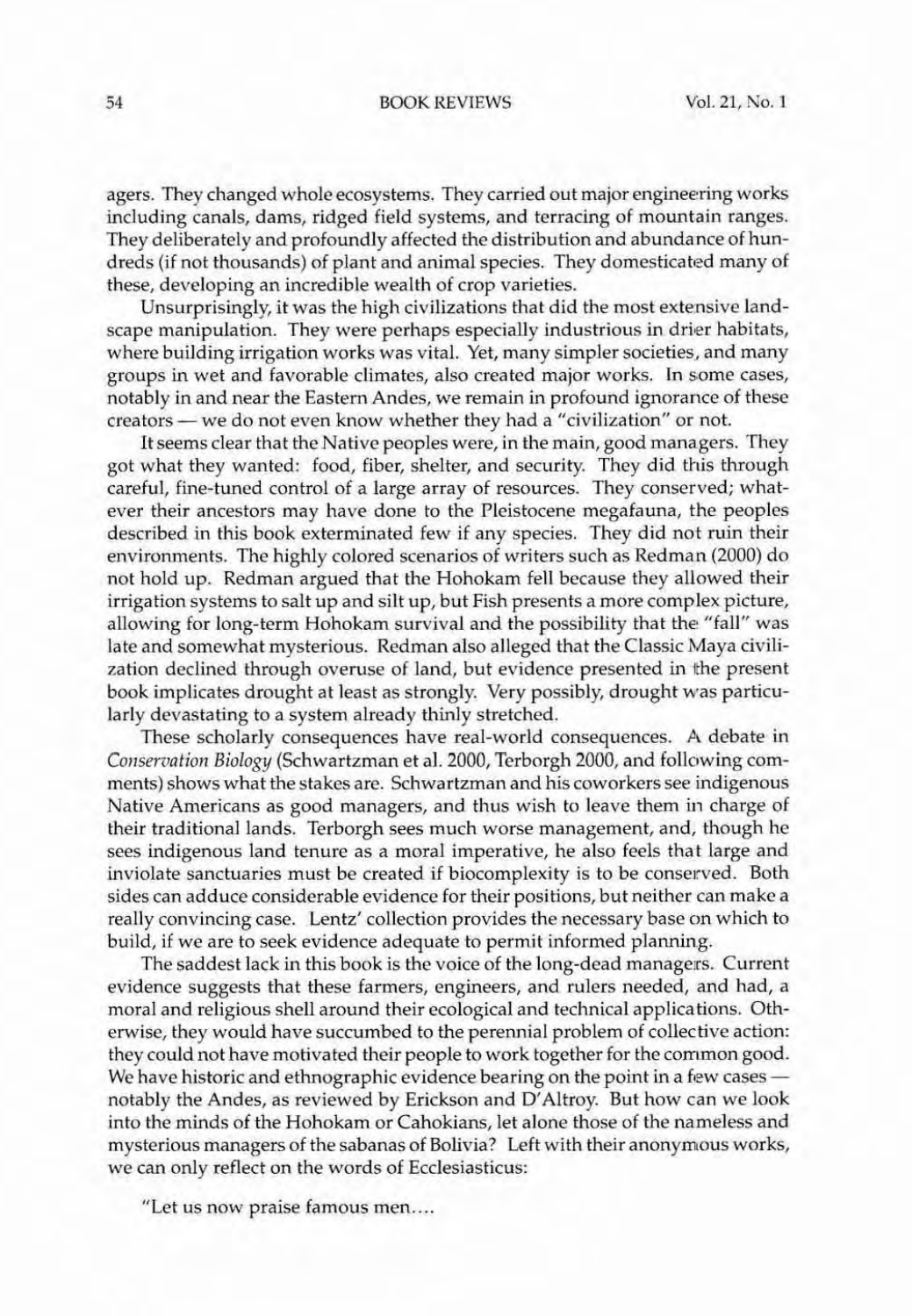agers. They changed whole ecosystems. They carried out major engineering works including canals, dams, ridged field systems, and terracing of mountain ranges. They deliberately and profoundly affected the distribution and abundance of hundreds (if not thousands) of plant and animal species. They domesticated many of these, developing an incredible wealth of crop varieties.

Unsurprisingly, it was the high civilizations that did the most extensive landscape manipulation. They were perhaps especially industrious in drier habitats, where building irrigation works was vital. Yet, many simpler societies, and many groups in wet and favorable climates, also created major works. In some cases, notably in and near the Eastern Andes, we remain in profound ignorance of these creators — we do not even know whether they had a "civilization" or not.

It seems clear that the Native peoples were, in the main, good managers. They got what they wanted: food, fiber, shelter, and security. They did this through careful, fine-tuned control of a large array of resources. They conserved; whatever their ancestors may have done to the Pleistocene megafauna, the peoples described in this book exterminated few if any species. They did not ruin their environments. The highly colored scenarios of writers such as Redman (2000) do not hold up. Redman argued that the Hohokam fell because they allowed their irrigation systems to salt up and silt up, but Fish presents a more complex picture, allowing for long-term Hohokam survival and the possibility that the "fall" was late and somewhat mysterious. Redman also alleged that the Classic Maya civilization declined through overuse of land, but evidence presented in the present book implicates drought at least as strongly. Very possibly, drought was particularly devastating to a system already thinly stretched.

These scholarly consequences have real-world consequences. A debate in *Conservation Biology* (Schwartzman et al. 2000, Terborgh 2000, and following comments) shows what the stakes are. Schwartzman and his coworkers see indigenous Native Americans as good managers, and thus wish to leave them in charge of their traditional lands. Terborgh sees much worse management, and, though he sees indigenous land tenure as a moral imperative, he also feels that large and inviolate sanctuaries must be created if biocomplexity is to be conserved. Both sides can adduce considerable evidence for their positions, but neither can make a really convincing case. Lentz' collection provides the necessary base on which to build, if we are to seek evidence adequate to permit informed planning.

The saddest lack in this book is the voice of the long-dead managers. Current evidence suggests that these farmers, engineers, and rulers needed, and had, a moral and religious shell around their ecological and technical applications. Otherwise, they would have succumbed to the perennial problem of collective action: they could not have motivated their people to work together for the common good. We have historic and ethnographic evidence bearing on the point in a few cases — notably the Andes, as reviewed by Erickson and D'Altroy. But how can we look into the minds of the Hohokam or Cahokians, let alone those of the nameless and mysterious managers of the sabanas of Bolivia? Left with their anonymous works, we can only reflect on the words of Ecclesiasticus:

"Let us now praise famous men....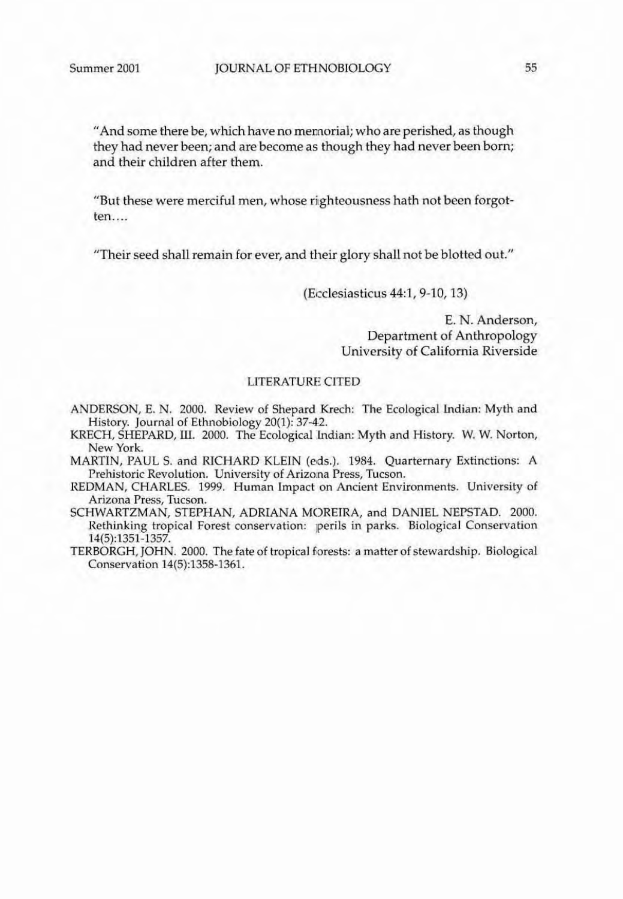"And some there be, which have no memorial; who are perished, as though they had never been; and are become as though they had never been born; and their children after them.

"But these were merciful men, whose righteousness hath not been forgotten....

"Their seed shall remain for ever, and their glory shall not be blotted out."

(Ecclesiasticus 44:1, 9-10, 13)

E. N. Anderson,
Department of Anthropology
University of California Riverside

## LITERATURE CITED

ANDERSON, E. N. 2000. Review of Shepard Krech: The Ecological Indian: Myth and History. Journal of Ethnobiology 20(1): 37-42.

KRECH, SHEPARD, III. 2000. The Ecological Indian: Myth and History. W. W. Norton, New York.

MARTIN, PAUL S. and RICHARD KLEIN (eds.). 1984. Quarternary Extinctions: A Prehistoric Revolution. University of Arizona Press, Tucson.

REDMAN, CHARLES. 1999. Human Impact on Ancient Environments. University of Arizona Press, Tucson.

SCHWARTZMAN, STEPHAN, ADRIANA MOREIRA, and DANIEL NEPSTAD. 2000. Rethinking tropical Forest conservation: perils in parks. Biological Conservation 14(5):1351-1357.

TERBORGH, JOHN. 2000. The fate of tropical forests: a matter of stewardship. Biological Conservation 14(5):1358-1361.